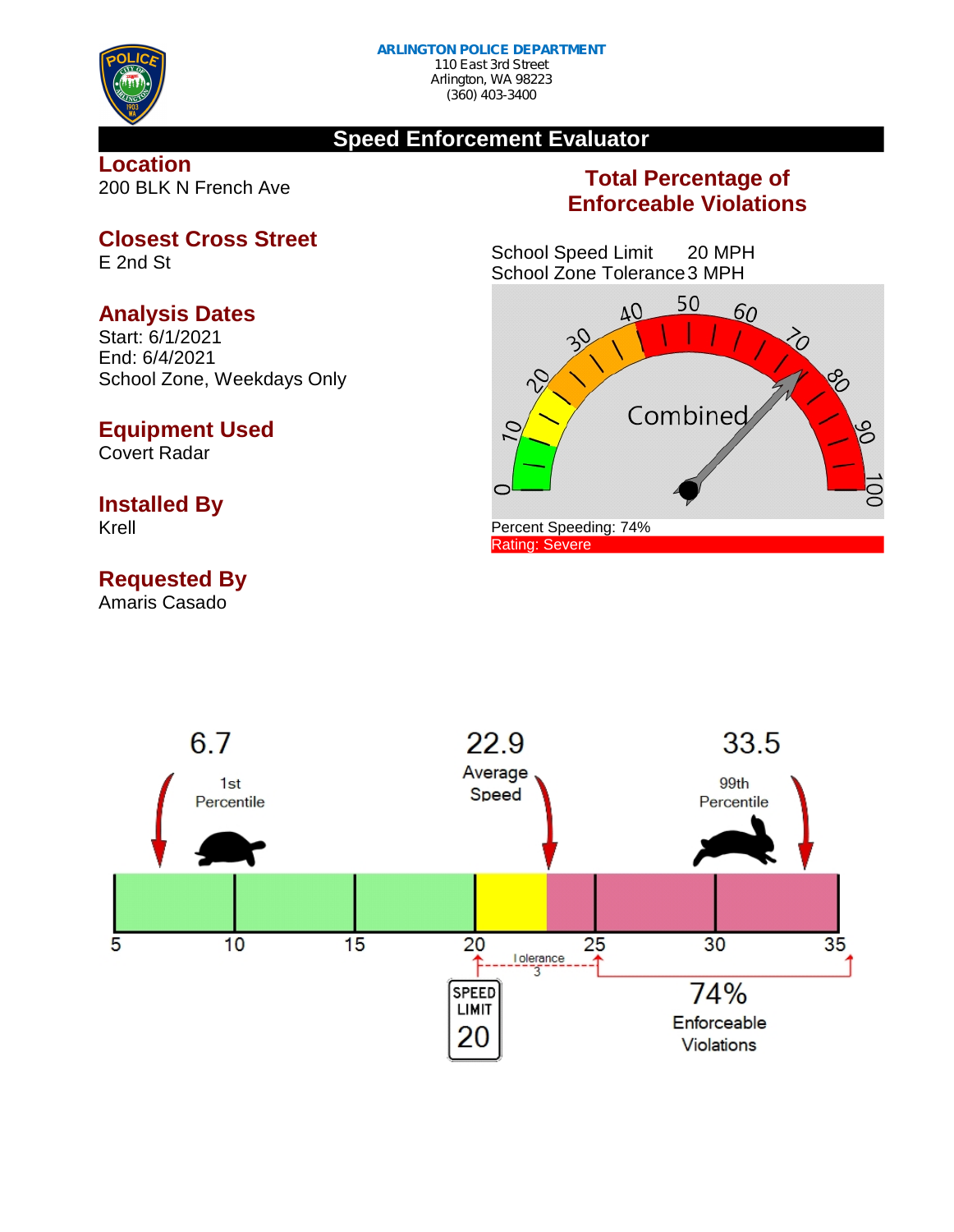**ARLINGTON POLICE DEPARTMENT**
110 East 3rd Street
Arlington, WA 98223
(360) 403-3400

# Speed Enforcement Evaluator

## Location
200 BLK N French Ave

## Closest Cross Street
E 2nd St

## Analysis Dates
Start: 6/1/2021
End: 6/4/2021
School Zone, Weekdays Only

## Equipment Used
Covert Radar

## Installed By
Krell

## Requested By
Amaris Casado

## Total Percentage of Enforceable Violations

School Speed Limit 20 MPH
School Zone Tolerance 3 MPH

Combined

Percent Speeding: 74%
Rating: Severe

6.7 — 1st Percentile

22.9 — Average Speed

33.5 — 99th Percentile

Tolerance 3

SPEED LIMIT 20

74% Enforceable Violations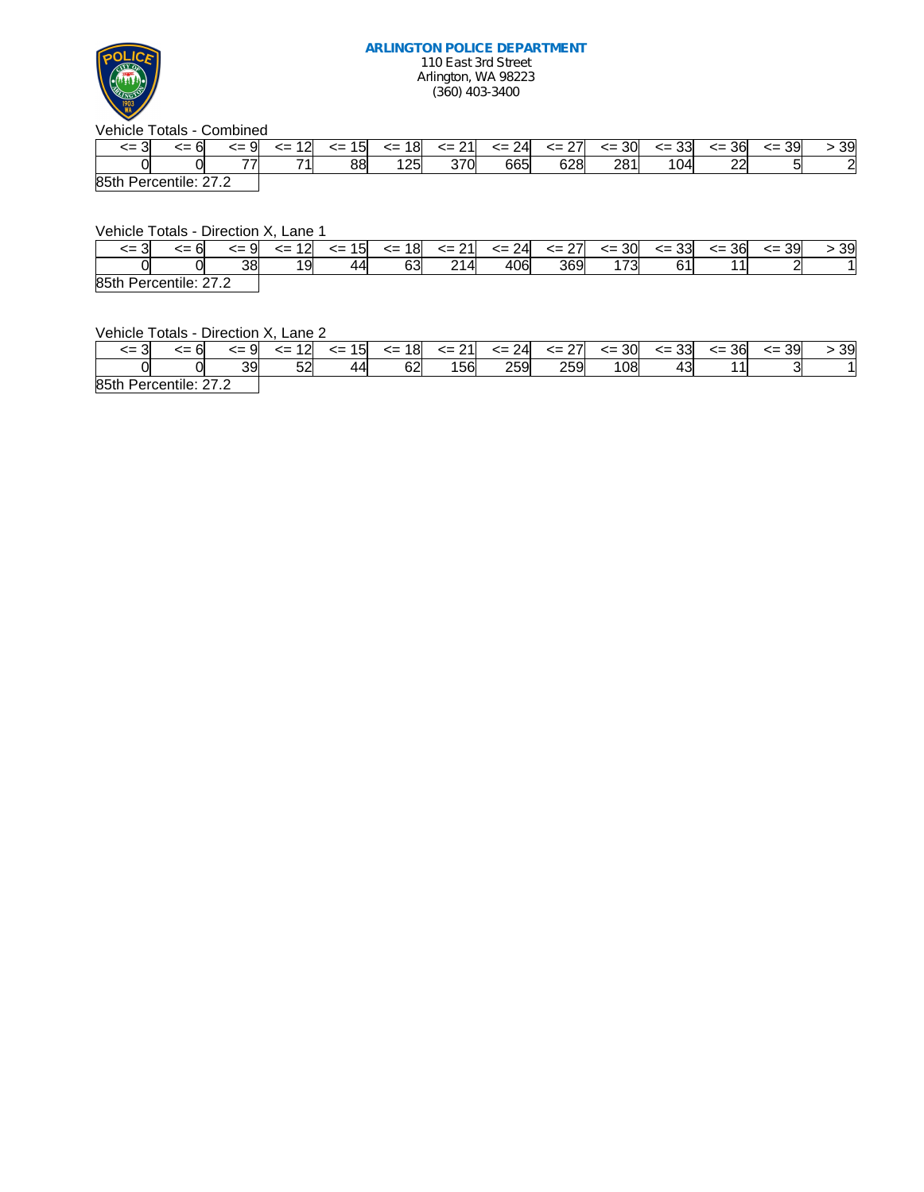**ARLINGTON POLICE DEPARTMENT**
110 East 3rd Street
Arlington, WA 98223
(360) 403-3400

Vehicle Totals - Combined

| <= 3 | <= 6 | <= 9 | <= 12 | <= 15 | <= 18 | <= 21 | <= 24 | <= 27 | <= 30 | <= 33 | <= 36 | <= 39 | > 39 |
|---|---|---|---|---|---|---|---|---|---|---|---|---|---|
| 0 | 0 | 77 | 71 | 88 | 125 | 370 | 665 | 628 | 281 | 104 | 22 | 5 | 2 |
| 85th Percentile: 27.2 | | | | | | | | | | | | | |

Vehicle Totals - Direction X, Lane 1

| <= 3 | <= 6 | <= 9 | <= 12 | <= 15 | <= 18 | <= 21 | <= 24 | <= 27 | <= 30 | <= 33 | <= 36 | <= 39 | > 39 |
|---|---|---|---|---|---|---|---|---|---|---|---|---|---|
| 0 | 0 | 38 | 19 | 44 | 63 | 214 | 406 | 369 | 173 | 61 | 11 | 2 | 1 |
| 85th Percentile: 27.2 | | | | | | | | | | | | | |

Vehicle Totals - Direction X, Lane 2

| <= 3 | <= 6 | <= 9 | <= 12 | <= 15 | <= 18 | <= 21 | <= 24 | <= 27 | <= 30 | <= 33 | <= 36 | <= 39 | > 39 |
|---|---|---|---|---|---|---|---|---|---|---|---|---|---|
| 0 | 0 | 39 | 52 | 44 | 62 | 156 | 259 | 259 | 108 | 43 | 11 | 3 | 1 |
| 85th Percentile: 27.2 | | | | | | | | | | | | | |